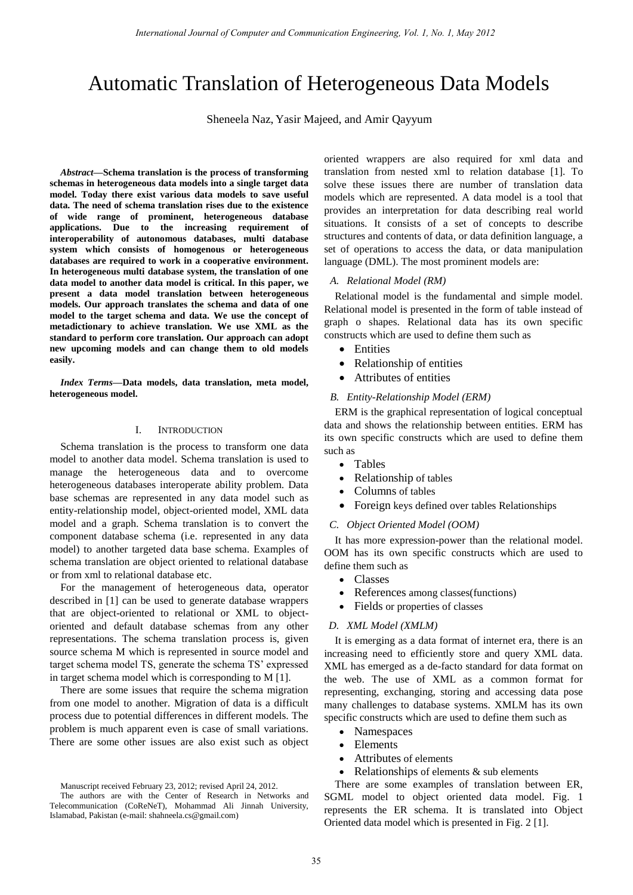# Automatic Translation of Heterogeneous Data Models

Sheneela Naz, Yasir Majeed, and Amir Qayyum

***Abstract*—Schema translation is the process of transforming schemas in heterogeneous data models into a single target data model. Today there exist various data models to save useful data. The need of schema translation rises due to the existence of wide range of prominent, heterogeneous database applications. Due to the increasing requirement of interoperability of autonomous databases, multi database system which consists of homogenous or heterogeneous databases are required to work in a cooperative environment. In heterogeneous multi database system, the translation of one data model to another data model is critical. In this paper, we present a data model translation between heterogeneous models. Our approach translates the schema and data of one model to the target schema and data. We use the concept of metadictionary to achieve translation. We use XML as the standard to perform core translation. Our approach can adopt new upcoming models and can change them to old models easily.**

***Index Terms*—Data models, data translation, meta model, heterogeneous model.**

## I. Introduction

Schema translation is the process to transform one data model to another data model. Schema translation is used to manage the heterogeneous data and to overcome heterogeneous databases interoperate ability problem. Data base schemas are represented in any data model such as entity-relationship model, object-oriented model, XML data model and a graph. Schema translation is to convert the component database schema (i.e. represented in any data model) to another targeted data base schema. Examples of schema translation are object oriented to relational database or from xml to relational database etc.

For the management of heterogeneous data, operator described in [1] can be used to generate database wrappers that are object-oriented to relational or XML to object-oriented and default database schemas from any other representations. The schema translation process is, given source schema M which is represented in source model and target schema model TS, generate the schema TS' expressed in target schema model which is corresponding to M [1].

There are some issues that require the schema migration from one model to another. Migration of data is a difficult process due to potential differences in different models. The problem is much apparent even is case of small variations. There are some other issues are also exist such as object oriented wrappers are also required for xml data and translation from nested xml to relation database [1]. To solve these issues there are number of translation data models which are represented. A data model is a tool that provides an interpretation for data describing real world situations. It consists of a set of concepts to describe structures and contents of data, or data definition language, a set of operations to access the data, or data manipulation language (DML). The most prominent models are:

### *A. Relational Model (RM)*

Relational model is the fundamental and simple model. Relational model is presented in the form of table instead of graph o shapes. Relational data has its own specific constructs which are used to define them such as

- Entities
- Relationship of entities
- Attributes of entities

### *B. Entity-Relationship Model (ERM)*

ERM is the graphical representation of logical conceptual data and shows the relationship between entities. ERM has its own specific constructs which are used to define them such as

- Tables
- Relationship of tables
- Columns of tables
- Foreign keys defined over tables Relationships

### *C. Object Oriented Model (OOM)*

It has more expression-power than the relational model. OOM has its own specific constructs which are used to define them such as

- Classes
- References among classes(functions)
- Fields or properties of classes

### *D. XML Model (XMLM)*

It is emerging as a data format of internet era, there is an increasing need to efficiently store and query XML data. XML has emerged as a de-facto standard for data format on the web. The use of XML as a common format for representing, exchanging, storing and accessing data pose many challenges to database systems. XMLM has its own specific constructs which are used to define them such as

- Namespaces
- Elements
- Attributes of elements
- Relationships of elements & sub elements

There are some examples of translation between ER, SGML model to object oriented data model. Fig. 1 represents the ER schema. It is translated into Object Oriented data model which is presented in Fig. 2 [1].

Manuscript received February 23, 2012; revised April 24, 2012.

The authors are with the Center of Research in Networks and Telecommunication (CoReNeT), Mohammad Ali Jinnah University, Islamabad, Pakistan (e-mail: shahneela.cs@gmail.com)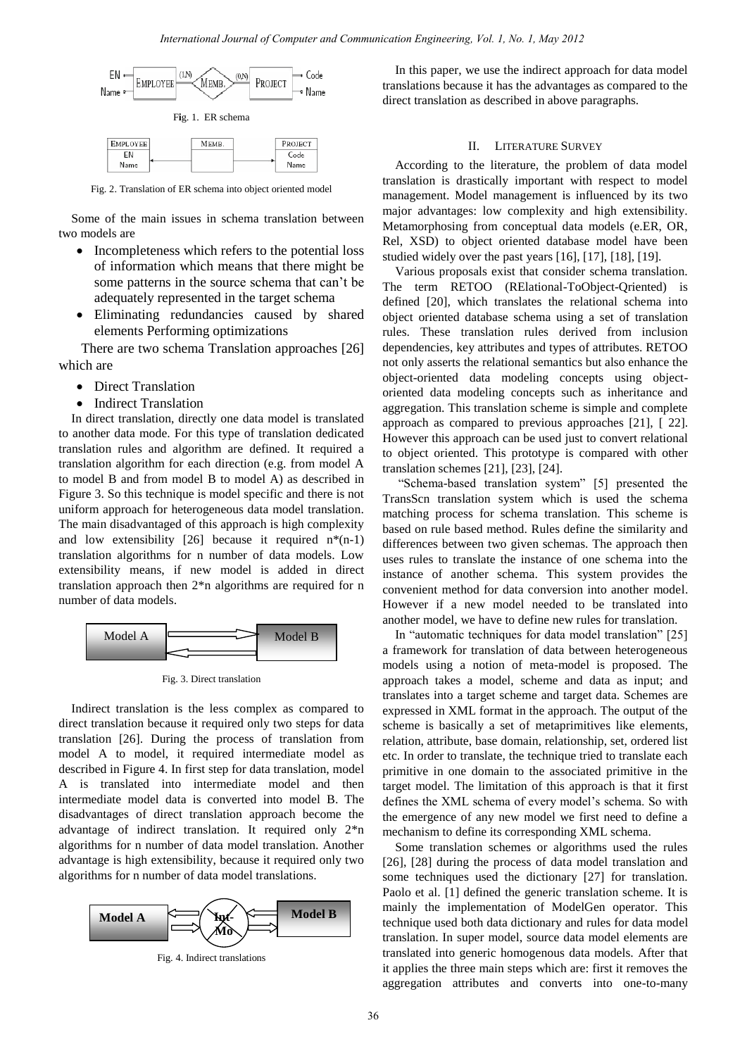Fig. 1. ER schema

Fig. 2. Translation of ER schema into object oriented model

Some of the main issues in schema translation between two models are

- Incompleteness which refers to the potential loss of information which means that there might be some patterns in the source schema that can't be adequately represented in the target schema
- Eliminating redundancies caused by shared elements Performing optimizations

There are two schema Translation approaches [26] which are

- Direct Translation
- Indirect Translation

In direct translation, directly one data model is translated to another data mode. For this type of translation dedicated translation rules and algorithm are defined. It required a translation algorithm for each direction (e.g. from model A to model B and from model B to model A) as described in Figure 3. So this technique is model specific and there is not uniform approach for heterogeneous data model translation. The main disadvantaged of this approach is high complexity and low extensibility [26] because it required n*(n-1) translation algorithms for n number of data models. Low extensibility means, if new model is added in direct translation approach then 2*n algorithms are required for n number of data models.

Fig. 3. Direct translation

Indirect translation is the less complex as compared to direct translation because it required only two steps for data translation [26]. During the process of translation from model A to model, it required intermediate model as described in Figure 4. In first step for data translation, model A is translated into intermediate model and then intermediate model data is converted into model B. The disadvantages of direct translation approach become the advantage of indirect translation. It required only 2*n algorithms for n number of data model translation. Another advantage is high extensibility, because it required only two algorithms for n number of data model translations.

Fig. 4. Indirect translations

In this paper, we use the indirect approach for data model translations because it has the advantages as compared to the direct translation as described in above paragraphs.

## II. Literature Survey

According to the literature, the problem of data model translation is drastically important with respect to model management. Model management is influenced by its two major advantages: low complexity and high extensibility. Metamorphosing from conceptual data models (e.ER, OR, Rel, XSD) to object oriented database model have been studied widely over the past years [16], [17], [18], [19].

Various proposals exist that consider schema translation. The term RETOO (RElational-ToObject-Qriented) is defined [20], which translates the relational schema into object oriented database schema using a set of translation rules. These translation rules derived from inclusion dependencies, key attributes and types of attributes. RETOO not only asserts the relational semantics but also enhance the object-oriented data modeling concepts using object-oriented data modeling concepts such as inheritance and aggregation. This translation scheme is simple and complete approach as compared to previous approaches [21], [ 22]. However this approach can be used just to convert relational to object oriented. This prototype is compared with other translation schemes [21], [23], [24].

"Schema-based translation system" [5] presented the TransScn translation system which is used the schema matching process for schema translation. This scheme is based on rule based method. Rules define the similarity and differences between two given schemas. The approach then uses rules to translate the instance of one schema into the instance of another schema. This system provides the convenient method for data conversion into another model. However if a new model needed to be translated into another model, we have to define new rules for translation.

In "automatic techniques for data model translation" [25] a framework for translation of data between heterogeneous models using a notion of meta-model is proposed. The approach takes a model, scheme and data as input; and translates into a target scheme and target data. Schemes are expressed in XML format in the approach. The output of the scheme is basically a set of metaprimitives like elements, relation, attribute, base domain, relationship, set, ordered list etc. In order to translate, the technique tried to translate each primitive in one domain to the associated primitive in the target model. The limitation of this approach is that it first defines the XML schema of every model's schema. So with the emergence of any new model we first need to define a mechanism to define its corresponding XML schema.

Some translation schemes or algorithms used the rules [26], [28] during the process of data model translation and some techniques used the dictionary [27] for translation. Paolo et al. [1] defined the generic translation scheme. It is mainly the implementation of ModelGen operator. This technique used both data dictionary and rules for data model translation. In super model, source data model elements are translated into generic homogenous data models. After that it applies the three main steps which are: first it removes the aggregation attributes and converts into one-to-many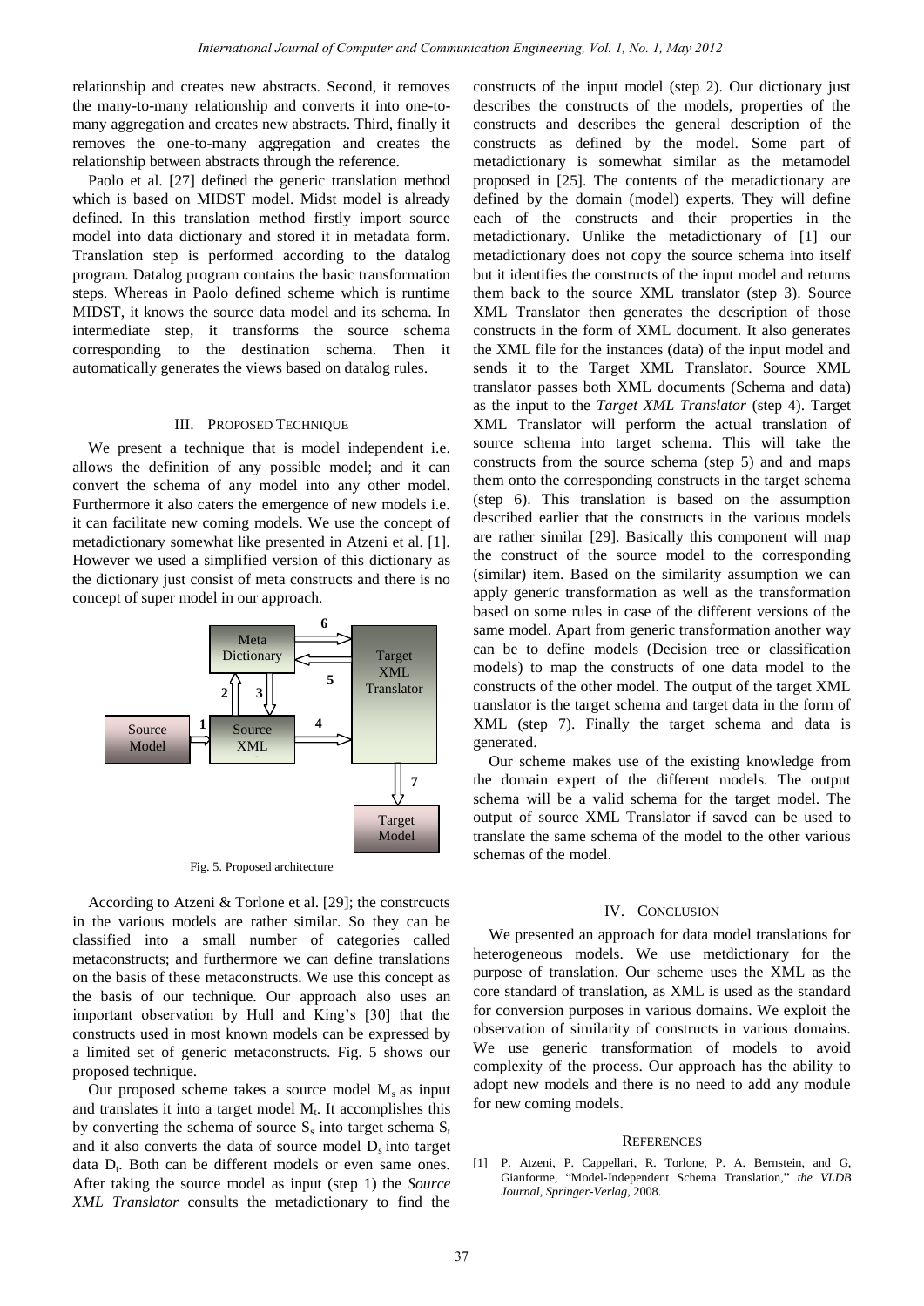relationship and creates new abstracts. Second, it removes the many-to-many relationship and converts it into one-to-many aggregation and creates new abstracts. Third, finally it removes the one-to-many aggregation and creates the relationship between abstracts through the reference.

Paolo et al. [27] defined the generic translation method which is based on MIDST model. Midst model is already defined. In this translation method firstly import source model into data dictionary and stored it in metadata form. Translation step is performed according to the datalog program. Datalog program contains the basic transformation steps. Whereas in Paolo defined scheme which is runtime MIDST, it knows the source data model and its schema. In intermediate step, it transforms the source schema corresponding to the destination schema. Then it automatically generates the views based on datalog rules.

## III. Proposed Technique

We present a technique that is model independent i.e. allows the definition of any possible model; and it can convert the schema of any model into any other model. Furthermore it also caters the emergence of new models i.e. it can facilitate new coming models. We use the concept of metadictionary somewhat like presented in Atzeni et al. [1]. However we used a simplified version of this dictionary as the dictionary just consist of meta constructs and there is no concept of super model in our approach.

Fig. 5. Proposed architecture

According to Atzeni & Torlone et al. [29]; the constrcucts in the various models are rather similar. So they can be classified into a small number of categories called metaconstructs; and furthermore we can define translations on the basis of these metaconstructs. We use this concept as the basis of our technique. Our approach also uses an important observation by Hull and King's [30] that the constructs used in most known models can be expressed by a limited set of generic metaconstructs. Fig. 5 shows our proposed technique.

Our proposed scheme takes a source model $M_s$ as input and translates it into a target model $M_t$. It accomplishes this by converting the schema of source $S_s$ into target schema $S_t$ and it also converts the data of source model $D_s$ into target data $D_t$. Both can be different models or even same ones. After taking the source model as input (step 1) the *Source XML Translator* consults the metadictionary to find the constructs of the input model (step 2). Our dictionary just describes the constructs of the models, properties of the constructs and describes the general description of the constructs as defined by the model. Some part of metadictionary is somewhat similar as the metamodel proposed in [25]. The contents of the metadictionary are defined by the domain (model) experts. They will define each of the constructs and their properties in the metadictionary. Unlike the metadictionary of [1] our metadictionary does not copy the source schema into itself but it identifies the constructs of the input model and returns them back to the source XML translator (step 3). Source XML Translator then generates the description of those constructs in the form of XML document. It also generates the XML file for the instances (data) of the input model and sends it to the Target XML Translator. Source XML translator passes both XML documents (Schema and data) as the input to the *Target XML Translator* (step 4). Target XML Translator will perform the actual translation of source schema into target schema. This will take the constructs from the source schema (step 5) and and maps them onto the corresponding constructs in the target schema (step 6). This translation is based on the assumption described earlier that the constructs in the various models are rather similar [29]. Basically this component will map the construct of the source model to the corresponding (similar) item. Based on the similarity assumption we can apply generic transformation as well as the transformation based on some rules in case of the different versions of the same model. Apart from generic transformation another way can be to define models (Decision tree or classification models) to map the constructs of one data model to the constructs of the other model. The output of the target XML translator is the target schema and target data in the form of XML (step 7). Finally the target schema and data is generated.

Our scheme makes use of the existing knowledge from the domain expert of the different models. The output schema will be a valid schema for the target model. The output of source XML Translator if saved can be used to translate the same schema of the model to the other various schemas of the model.

## IV. Conclusion

We presented an approach for data model translations for heterogeneous models. We use metdictionary for the purpose of translation. Our scheme uses the XML as the core standard of translation, as XML is used as the standard for conversion purposes in various domains. We exploit the observation of similarity of constructs in various domains. We use generic transformation of models to avoid complexity of the process. Our approach has the ability to adopt new models and there is no need to add any module for new coming models.

## References

[1] P. Atzeni, P. Cappellari, R. Torlone, P. A. Bernstein, and G, Gianforme, "Model-Independent Schema Translation," *the VLDB Journal, Springer-Verlag*, 2008.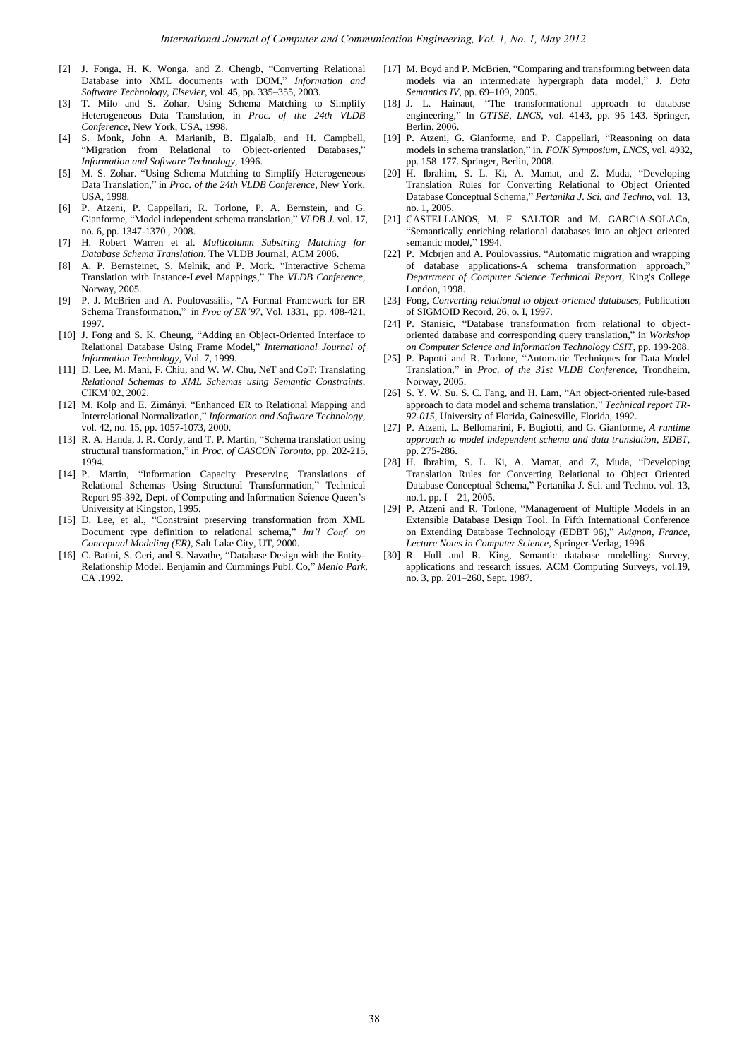[2] J. Fonga, H. K. Wonga, and Z. Chengb, "Converting Relational Database into XML documents with DOM," *Information and Software Technology, Elsevier*, vol. 45, pp. 335–355, 2003.

[3] T. Milo and S. Zohar, Using Schema Matching to Simplify Heterogeneous Data Translation, in *Proc. of the 24th VLDB Conference*, New York, USA, 1998.

[4] S. Monk, John A. Marianib, B. Elgalalb, and H. Campbell, "Migration from Relational to Object-oriented Databases," *Information and Software Technology*, 1996.

[5] M. S. Zohar. "Using Schema Matching to Simplify Heterogeneous Data Translation," in *Proc. of the 24th VLDB Conference*, New York, USA, 1998.

[6] P. Atzeni, P. Cappellari, R. Torlone, P. A. Bernstein, and G. Gianforme, "Model independent schema translation," *VLDB J.* vol. 17, no. 6, pp. 1347-1370 , 2008.

[7] H. Robert Warren et al. *Multicolumn Substring Matching for Database Schema Translation*. The VLDB Journal, ACM 2006.

[8] A. P. Bernsteinet, S. Melnik, and P. Mork. "Interactive Schema Translation with Instance-Level Mappings," The *VLDB Conference*, Norway, 2005.

[9] P. J. McBrien and A. Poulovassilis, "A Formal Framework for ER Schema Transformation," in *Proc of ER'97*, Vol. 1331, pp. 408-421, 1997.

[10] J. Fong and S. K. Cheung, "Adding an Object-Oriented Interface to Relational Database Using Frame Model," *International Journal of Information Technology*, Vol. 7, 1999.

[11] D. Lee, M. Mani, F. Chiu, and W. W. Chu, NeT and CoT: Translating *Relational Schemas to XML Schemas using Semantic Constraints*. CIKM'02, 2002.

[12] M. Kolp and E. Zimányi, "Enhanced ER to Relational Mapping and Interrelational Normalization," *Information and Software Technology*, vol. 42, no. 15, pp. 1057-1073, 2000.

[13] R. A. Handa, J. R. Cordy, and T. P. Martin, "Schema translation using structural transformation," in *Proc. of CASCON Toronto*, pp. 202-215, 1994.

[14] P. Martin, "Information Capacity Preserving Translations of Relational Schemas Using Structural Transformation," Technical Report 95-392, Dept. of Computing and Information Science Queen's University at Kingston, 1995.

[15] D. Lee, et al., "Constraint preserving transformation from XML Document type definition to relational schema," *Int'l Conf. on Conceptual Modeling (ER)*, Salt Lake City, UT, 2000.

[16] C. Batini, S. Ceri, and S. Navathe, "Database Design with the Entity-Relationship Model. Benjamin and Cummings Publ. Co," *Menlo Park*, CA .1992.

[17] M. Boyd and P. McBrien, "Comparing and transforming between data models via an intermediate hypergraph data model," J. *Data Semantics IV*, pp. 69–109, 2005.

[18] J. L. Hainaut, "The transformational approach to database engineering," In *GTTSE*, *LNCS*, vol. 4143, pp. 95–143. Springer, Berlin. 2006.

[19] P. Atzeni, G. Gianforme, and P. Cappellari, "Reasoning on data models in schema translation," in. *FOIK Symposium*, *LNCS*, vol. 4932, pp. 158–177. Springer, Berlin, 2008.

[20] H. Ibrahim, S. L. Ki, A. Mamat, and Z. Muda, "Developing Translation Rules for Converting Relational to Object Oriented Database Conceptual Schema," *Pertanika J. Sci. and Techno*, vol. 13, no. 1, 2005.

[21] CASTELLANOS, M. F. SALTOR and M. GARCiA-SOLACo, "Semantically enriching relational databases into an object oriented semantic model," 1994.

[22] P. Mcbrjen and A. Poulovassius. "Automatic migration and wrapping of database applications-A schema transformation approach," *Department of Computer Science Technical Report*, King's College London, 1998.

[23] Fong, *Converting relational to object-oriented databases*, Publication of SIGMOID Record, 26, o. I, 1997.

[24] P. Stanisic, "Database transformation from relational to object-oriented database and corresponding query translation," in *Workshop on Computer Science and Information Technology CSIT*, pp. 199-208.

[25] P. Papotti and R. Torlone, "Automatic Techniques for Data Model Translation," in *Proc. of the 31st VLDB Conference*, Trondheim, Norway, 2005.

[26] S. Y. W. Su, S. C. Fang, and H. Lam, "An object-oriented rule-based approach to data model and schema translation," *Technical report TR-92-015*, University of Florida, Gainesville, Florida, 1992.

[27] P. Atzeni, L. Bellomarini, F. Bugiotti, and G. Gianforme, *A runtime approach to model independent schema and data translation*, *EDBT*, pp. 275-286.

[28] H. Ibrahim, S. L. Ki, A. Mamat, and Z, Muda, "Developing Translation Rules for Converting Relational to Object Oriented Database Conceptual Schema," Pertanika J. Sci. and Techno. vol. 13, no.1. pp. I – 21, 2005.

[29] P. Atzeni and R. Torlone, "Management of Multiple Models in an Extensible Database Design Tool. In Fifth International Conference on Extending Database Technology (EDBT 96)," *Avignon, France, Lecture Notes in Computer Science*, Springer-Verlag, 1996

[30] R. Hull and R. King, Semantic database modelling: Survey, applications and research issues. ACM Computing Surveys, vol.19, no. 3, pp. 201–260, Sept. 1987.